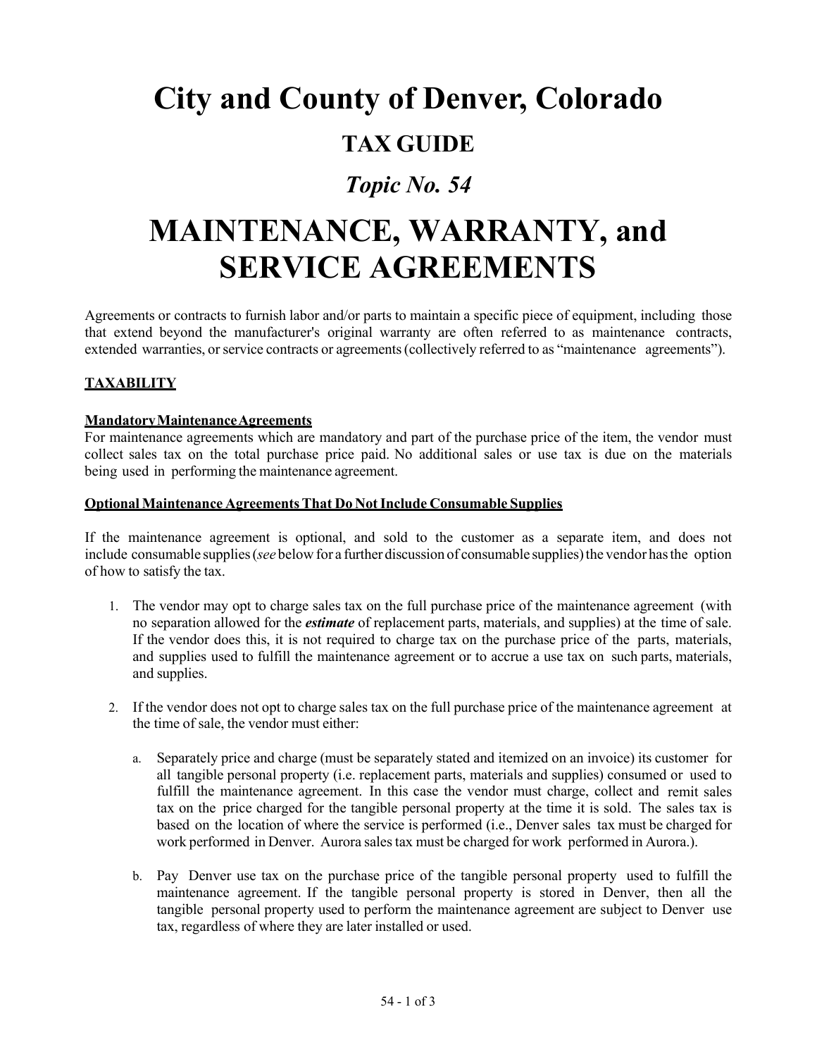# City and County of Denver, Colorado

## TAX GUIDE

### *Topic No. 54*

# MAINTENANCE, WARRANTY, and SERVICE AGREEMENTS

Agreements or contracts to furnish labor and/or parts to maintain a specific piece of equipment, including those that extend beyond the manufacturer's original warranty are often referred to as maintenance contracts, extended warranties, or service contracts or agreements (collectively referred to as "maintenance agreements").

## TAXABILITY

### Mandatory Maintenance Agreements

For maintenance agreements which are mandatory and part of the purchase price of the item, the vendor must collect sales tax on the total purchase price paid. No additional sales or use tax is due on the materials being used in performing the maintenance agreement.

### Optional Maintenance Agreements That Do Not Include Consumable Supplies

If the maintenance agreement is optional, and sold to the customer as a separate item, and does not include consumable supplies (*see* below for a further discussion of consumable supplies) the vendor has the option of how to satisfy the tax.

1. The vendor may opt to charge sales tax on the full purchase price of the maintenance agreement (with no separation allowed for the ***estimate*** of replacement parts, materials, and supplies) at the time of sale. If the vendor does this, it is not required to charge tax on the purchase price of the parts, materials, and supplies used to fulfill the maintenance agreement or to accrue a use tax on such parts, materials, and supplies.

2. If the vendor does not opt to charge sales tax on the full purchase price of the maintenance agreement at the time of sale, the vendor must either:

   a. Separately price and charge (must be separately stated and itemized on an invoice) its customer for all tangible personal property (i.e. replacement parts, materials and supplies) consumed or used to fulfill the maintenance agreement. In this case the vendor must charge, collect and remit sales tax on the price charged for the tangible personal property at the time it is sold. The sales tax is based on the location of where the service is performed (i.e., Denver sales tax must be charged for work performed in Denver. Aurora sales tax must be charged for work performed in Aurora.).

   b. Pay Denver use tax on the purchase price of the tangible personal property used to fulfill the maintenance agreement. If the tangible personal property is stored in Denver, then all the tangible personal property used to perform the maintenance agreement are subject to Denver use tax, regardless of where they are later installed or used.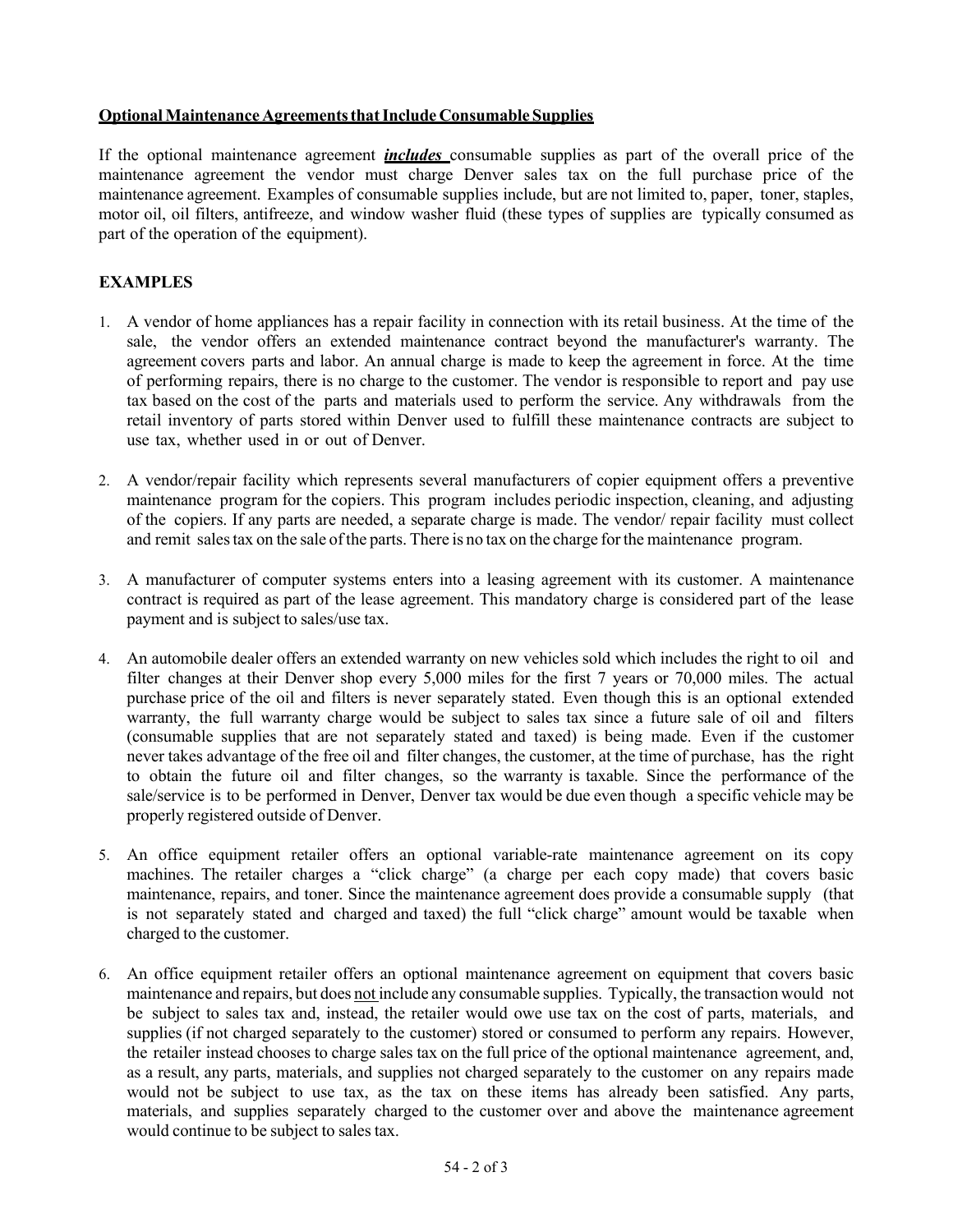**Optional Maintenance Agreements that Include Consumable Supplies**

If the optional maintenance agreement ***includes*** consumable supplies as part of the overall price of the maintenance agreement the vendor must charge Denver sales tax on the full purchase price of the maintenance agreement. Examples of consumable supplies include, but are not limited to, paper, toner, staples, motor oil, oil filters, antifreeze, and window washer fluid (these types of supplies are typically consumed as part of the operation of the equipment).

**EXAMPLES**

1. A vendor of home appliances has a repair facility in connection with its retail business. At the time of the sale, the vendor offers an extended maintenance contract beyond the manufacturer's warranty. The agreement covers parts and labor. An annual charge is made to keep the agreement in force. At the time of performing repairs, there is no charge to the customer. The vendor is responsible to report and pay use tax based on the cost of the parts and materials used to perform the service. Any withdrawals from the retail inventory of parts stored within Denver used to fulfill these maintenance contracts are subject to use tax, whether used in or out of Denver.

2. A vendor/repair facility which represents several manufacturers of copier equipment offers a preventive maintenance program for the copiers. This program includes periodic inspection, cleaning, and adjusting of the copiers. If any parts are needed, a separate charge is made. The vendor/ repair facility must collect and remit sales tax on the sale of the parts. There is no tax on the charge for the maintenance program.

3. A manufacturer of computer systems enters into a leasing agreement with its customer. A maintenance contract is required as part of the lease agreement. This mandatory charge is considered part of the lease payment and is subject to sales/use tax.

4. An automobile dealer offers an extended warranty on new vehicles sold which includes the right to oil and filter changes at their Denver shop every 5,000 miles for the first 7 years or 70,000 miles. The actual purchase price of the oil and filters is never separately stated. Even though this is an optional extended warranty, the full warranty charge would be subject to sales tax since a future sale of oil and filters (consumable supplies that are not separately stated and taxed) is being made. Even if the customer never takes advantage of the free oil and filter changes, the customer, at the time of purchase, has the right to obtain the future oil and filter changes, so the warranty is taxable. Since the performance of the sale/service is to be performed in Denver, Denver tax would be due even though a specific vehicle may be properly registered outside of Denver.

5. An office equipment retailer offers an optional variable-rate maintenance agreement on its copy machines. The retailer charges a "click charge" (a charge per each copy made) that covers basic maintenance, repairs, and toner. Since the maintenance agreement does provide a consumable supply (that is not separately stated and charged and taxed) the full "click charge" amount would be taxable when charged to the customer.

6. An office equipment retailer offers an optional maintenance agreement on equipment that covers basic maintenance and repairs, but does <u>not</u> include any consumable supplies. Typically, the transaction would not be subject to sales tax and, instead, the retailer would owe use tax on the cost of parts, materials, and supplies (if not charged separately to the customer) stored or consumed to perform any repairs. However, the retailer instead chooses to charge sales tax on the full price of the optional maintenance agreement, and, as a result, any parts, materials, and supplies not charged separately to the customer on any repairs made would not be subject to use tax, as the tax on these items has already been satisfied. Any parts, materials, and supplies separately charged to the customer over and above the maintenance agreement would continue to be subject to sales tax.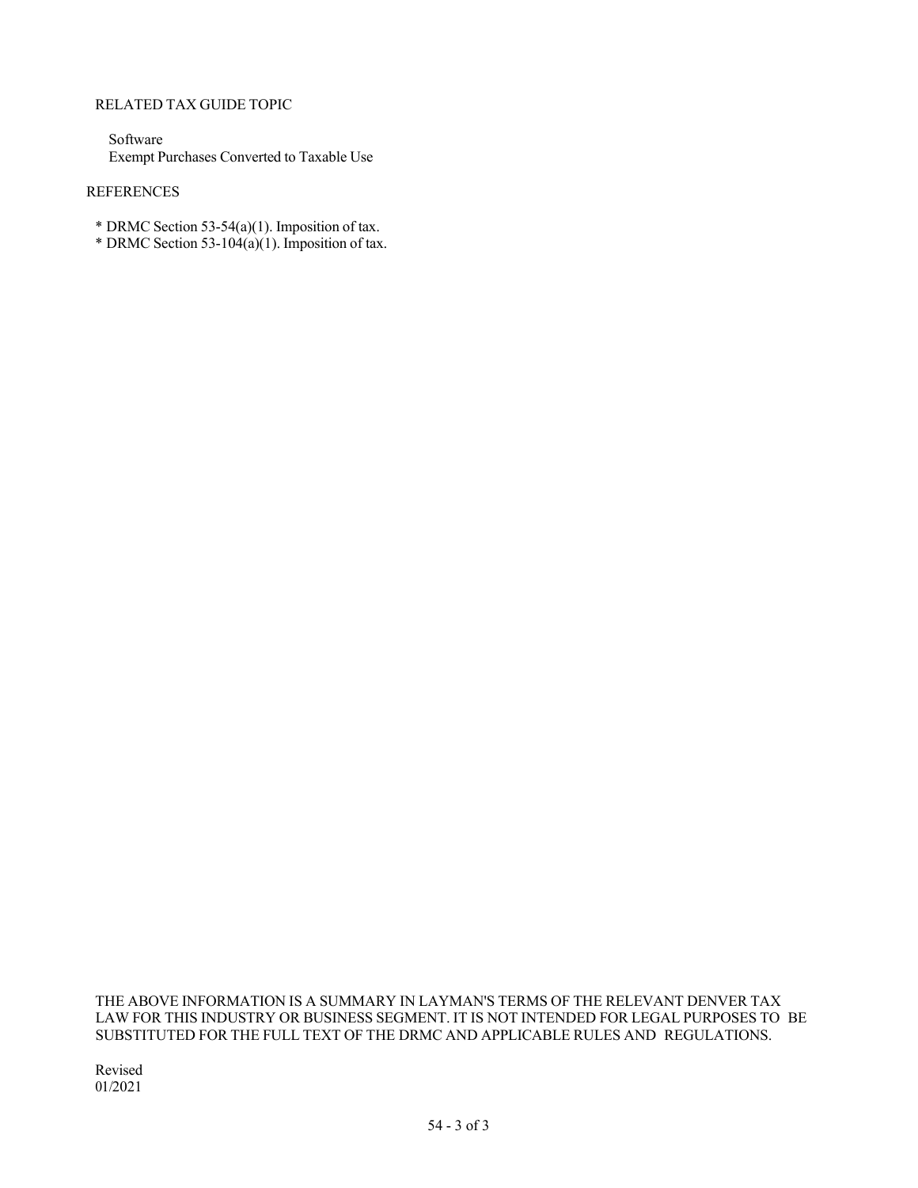RELATED TAX GUIDE TOPIC

Software
Exempt Purchases Converted to Taxable Use

REFERENCES

* DRMC Section 53-54(a)(1). Imposition of tax.
* DRMC Section 53-104(a)(1). Imposition of tax.

THE ABOVE INFORMATION IS A SUMMARY IN LAYMAN'S TERMS OF THE RELEVANT DENVER TAX LAW FOR THIS INDUSTRY OR BUSINESS SEGMENT. IT IS NOT INTENDED FOR LEGAL PURPOSES TO BE SUBSTITUTED FOR THE FULL TEXT OF THE DRMC AND APPLICABLE RULES AND REGULATIONS.

Revised
01/2021